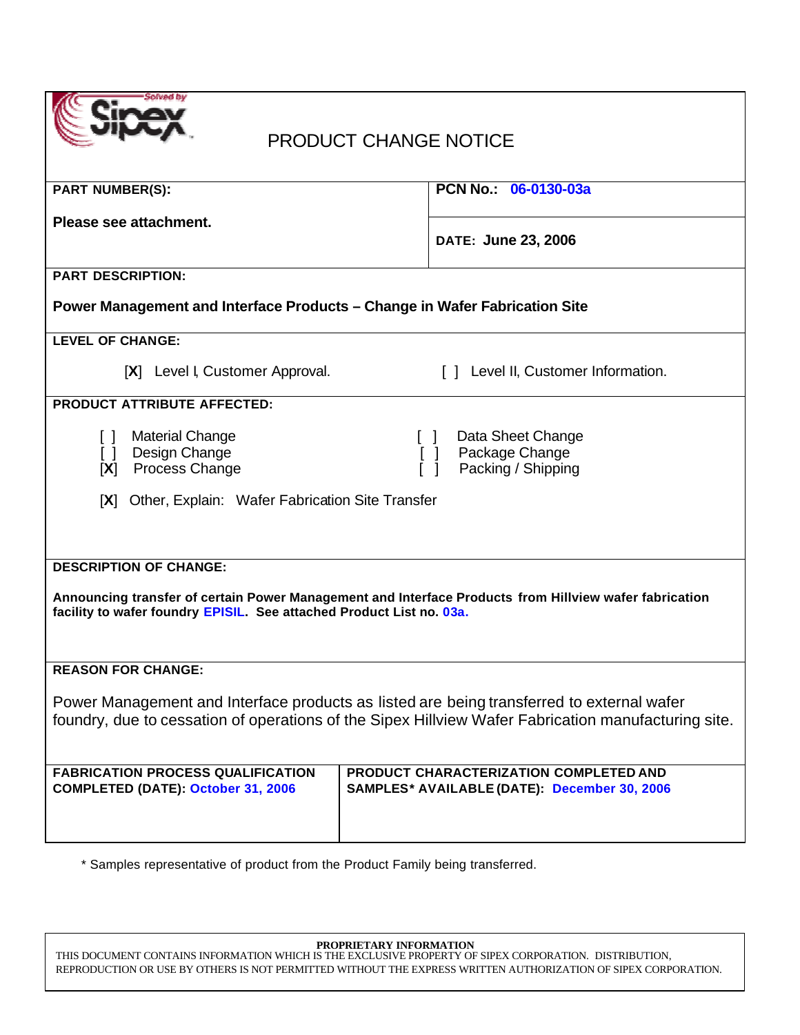# PRODUCT CHANGE NOTICE

| **PART NUMBER(S):** | **PCN No.:** **06-0130-03a** |
|---|---|
| **Please see attachment.** | **DATE: June 23, 2006** |

**PART DESCRIPTION:**

**Power Management and Interface Products – Change in Wafer Fabrication Site**

**LEVEL OF CHANGE:**

[**X**] Level I, Customer Approval.  [ ] Level II, Customer Information.

**PRODUCT ATTRIBUTE AFFECTED:**

[ ] Material Change  [ ] Data Sheet Change
[ ] Design Change  [ ] Package Change
[**X**] Process Change  [ ] Packing / Shipping

[**X**] Other, Explain: Wafer Fabrication Site Transfer

**DESCRIPTION OF CHANGE:**

**Announcing transfer of certain Power Management and Interface Products from Hillview wafer fabrication facility to wafer foundry EPISIL. See attached Product List no. 03a.**

**REASON FOR CHANGE:**

Power Management and Interface products as listed are being transferred to external wafer foundry, due to cessation of operations of the Sipex Hillview Wafer Fabrication manufacturing site.

| **FABRICATION PROCESS QUALIFICATION COMPLETED (DATE): October 31, 2006** | **PRODUCT CHARACTERIZATION COMPLETED AND SAMPLES\* AVAILABLE (DATE): December 30, 2006** |
|---|---|

\* Samples representative of product from the Product Family being transferred.

**PROPRIETARY INFORMATION**
THIS DOCUMENT CONTAINS INFORMATION WHICH IS THE EXCLUSIVE PROPERTY OF SIPEX CORPORATION. DISTRIBUTION, REPRODUCTION OR USE BY OTHERS IS NOT PERMITTED WITHOUT THE EXPRESS WRITTEN AUTHORIZATION OF SIPEX CORPORATION.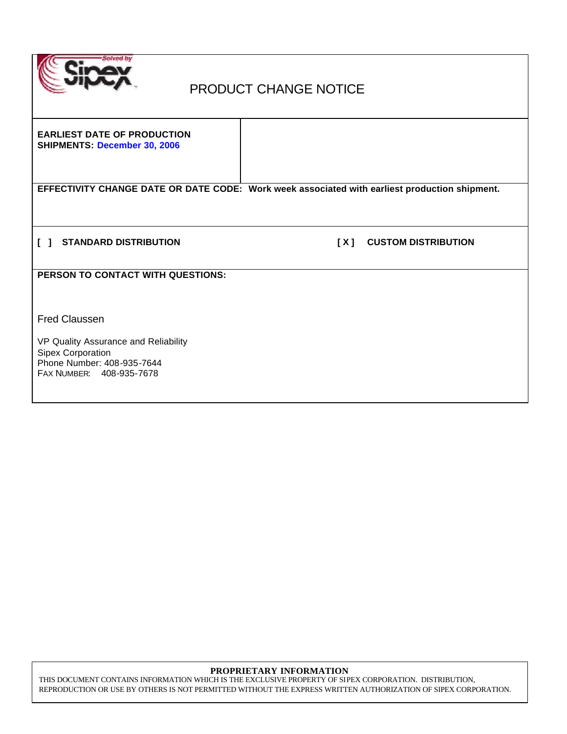# PRODUCT CHANGE NOTICE

**EARLIEST DATE OF PRODUCTION SHIPMENTS: December 30, 2006**

**EFFECTIVITY CHANGE DATE OR DATE CODE: Work week associated with earliest production shipment.**

**[ ] STANDARD DISTRIBUTION** **[ X ] CUSTOM DISTRIBUTION**

**PERSON TO CONTACT WITH QUESTIONS:**

Fred Claussen

VP Quality Assurance and Reliability
Sipex Corporation
Phone Number: 408-935-7644
FAX NUMBER: 408-935-7678

**PROPRIETARY INFORMATION**

THIS DOCUMENT CONTAINS INFORMATION WHICH IS THE EXCLUSIVE PROPERTY OF SIPEX CORPORATION. DISTRIBUTION, REPRODUCTION OR USE BY OTHERS IS NOT PERMITTED WITHOUT THE EXPRESS WRITTEN AUTHORIZATION OF SIPEX CORPORATION.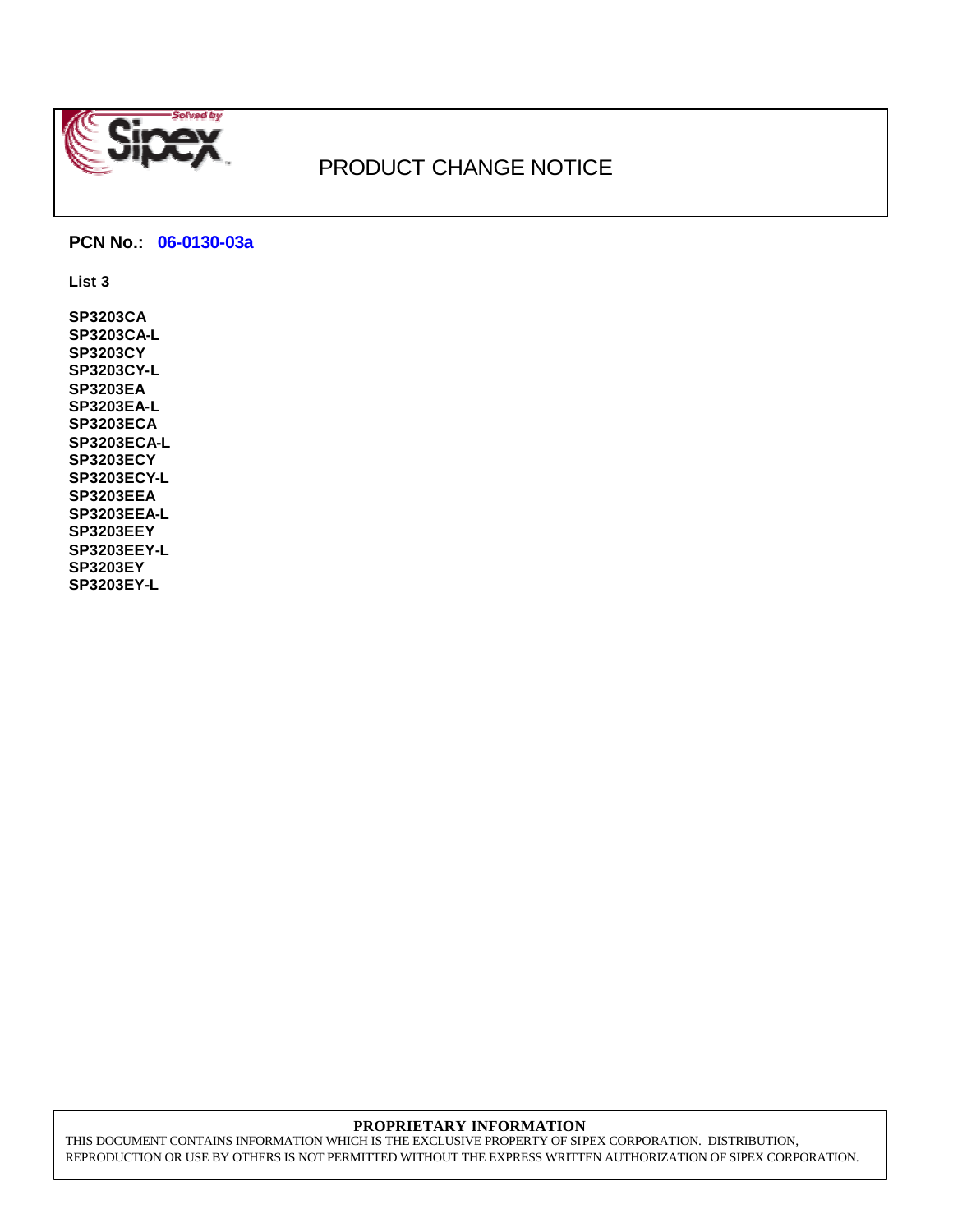# PRODUCT CHANGE NOTICE

**PCN No.: 06-0130-03a**

**List 3**

**SP3203CA**
**SP3203CA-L**
**SP3203CY**
**SP3203CY-L**
**SP3203EA**
**SP3203EA-L**
**SP3203ECA**
**SP3203ECA-L**
**SP3203ECY**
**SP3203ECY-L**
**SP3203EEA**
**SP3203EEA-L**
**SP3203EEY**
**SP3203EEY-L**
**SP3203EY**
**SP3203EY-L**

**PROPRIETARY INFORMATION**
THIS DOCUMENT CONTAINS INFORMATION WHICH IS THE EXCLUSIVE PROPERTY OF SIPEX CORPORATION. DISTRIBUTION, REPRODUCTION OR USE BY OTHERS IS NOT PERMITTED WITHOUT THE EXPRESS WRITTEN AUTHORIZATION OF SIPEX CORPORATION.